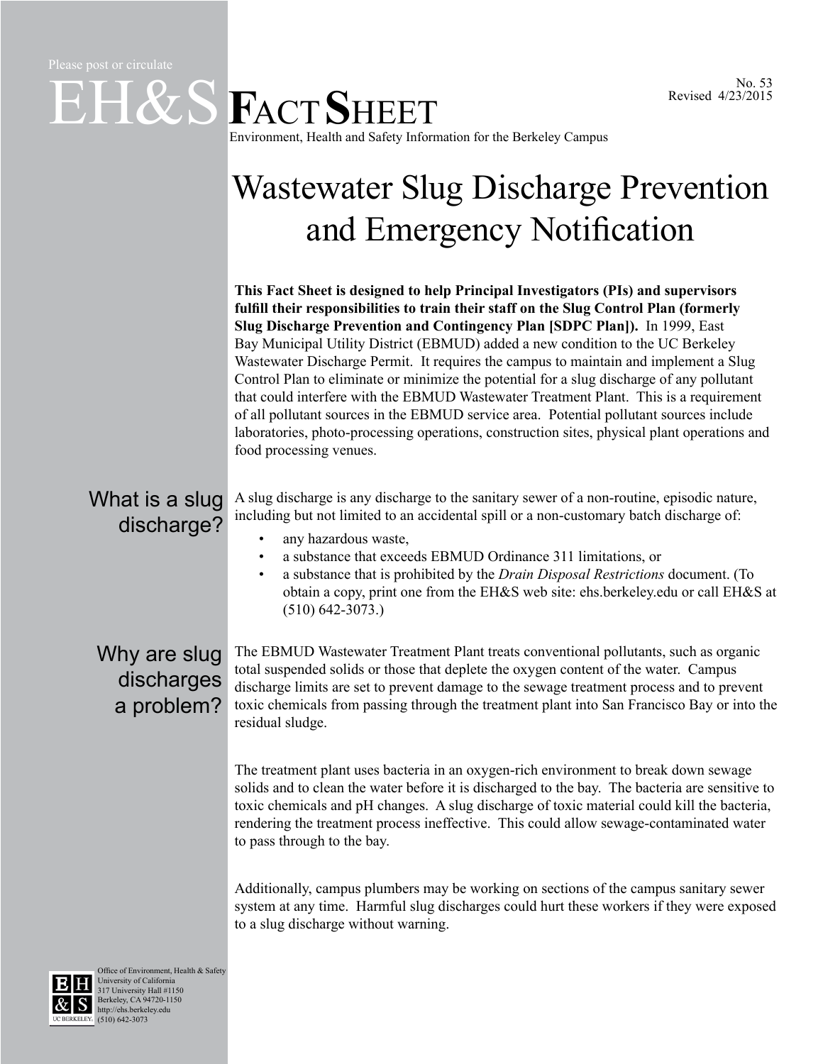Please post or circulate

# EH&S FACT SHEET

Environment, Health and Safety Information for the Berkeley Campus

No. 53
Revised 4/23/2015

# Wastewater Slug Discharge Prevention and Emergency Notification

**This Fact Sheet is designed to help Principal Investigators (PIs) and supervisors fulfill their responsibilities to train their staff on the Slug Control Plan (formerly Slug Discharge Prevention and Contingency Plan [SDPC Plan]).** In 1999, East Bay Municipal Utility District (EBMUD) added a new condition to the UC Berkeley Wastewater Discharge Permit. It requires the campus to maintain and implement a Slug Control Plan to eliminate or minimize the potential for a slug discharge of any pollutant that could interfere with the EBMUD Wastewater Treatment Plant. This is a requirement of all pollutant sources in the EBMUD service area. Potential pollutant sources include laboratories, photo-processing operations, construction sites, physical plant operations and food processing venues.

## What is a slug discharge?

A slug discharge is any discharge to the sanitary sewer of a non-routine, episodic nature, including but not limited to an accidental spill or a non-customary batch discharge of:

- any hazardous waste,
- a substance that exceeds EBMUD Ordinance 311 limitations, or
- a substance that is prohibited by the *Drain Disposal Restrictions* document. (To obtain a copy, print one from the EH&S web site: ehs.berkeley.edu or call EH&S at (510) 642-3073.)

## Why are slug discharges a problem?

The EBMUD Wastewater Treatment Plant treats conventional pollutants, such as organic total suspended solids or those that deplete the oxygen content of the water. Campus discharge limits are set to prevent damage to the sewage treatment process and to prevent toxic chemicals from passing through the treatment plant into San Francisco Bay or into the residual sludge.

The treatment plant uses bacteria in an oxygen-rich environment to break down sewage solids and to clean the water before it is discharged to the bay. The bacteria are sensitive to toxic chemicals and pH changes. A slug discharge of toxic material could kill the bacteria, rendering the treatment process ineffective. This could allow sewage-contaminated water to pass through to the bay.

Additionally, campus plumbers may be working on sections of the campus sanitary sewer system at any time. Harmful slug discharges could hurt these workers if they were exposed to a slug discharge without warning.

Office of Environment, Health & Safety
University of California
317 University Hall #1150
Berkeley, CA 94720-1150
http://ehs.berkeley.edu
(510) 642-3073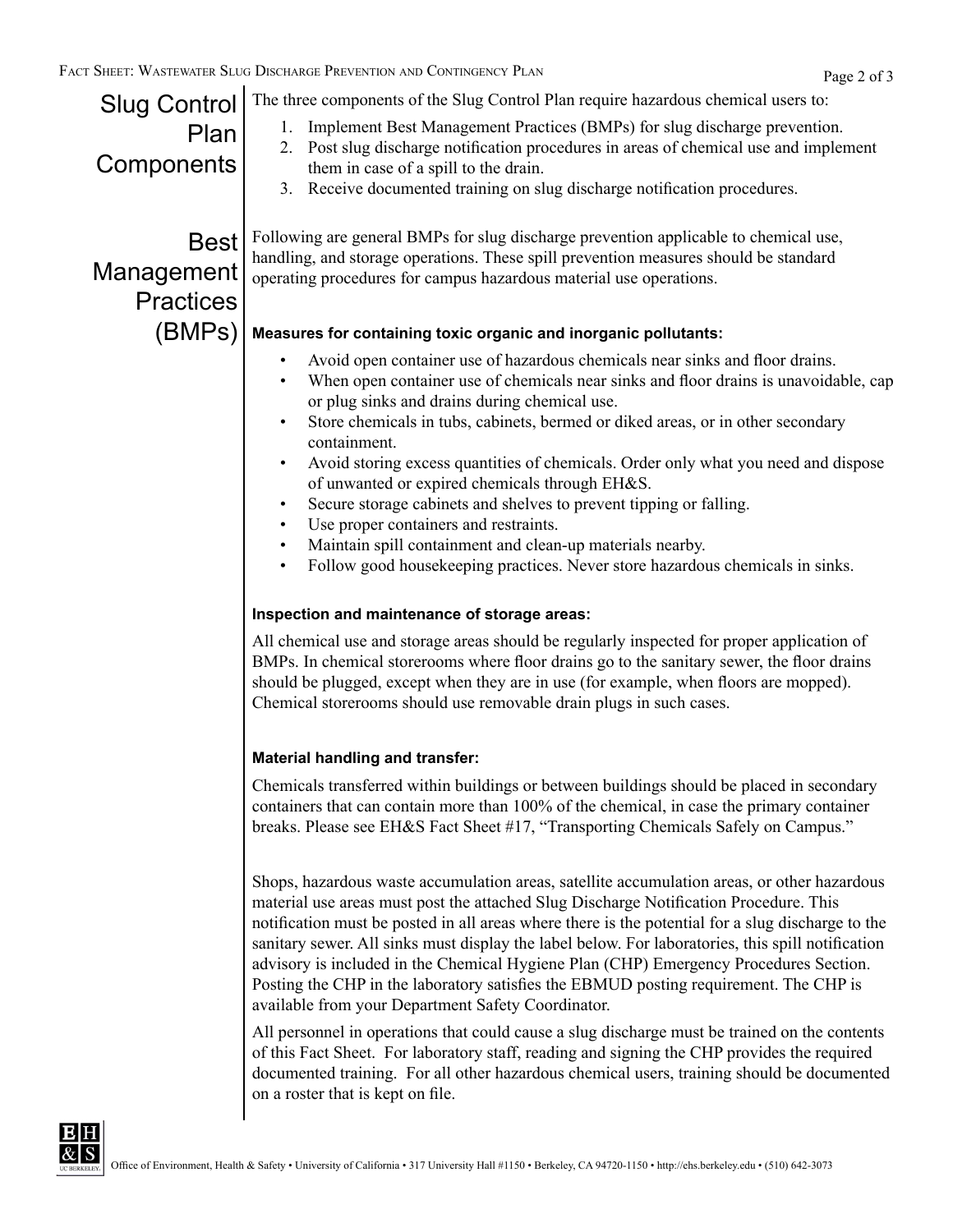## Slug Control Plan Components

The three components of the Slug Control Plan require hazardous chemical users to:

1. Implement Best Management Practices (BMPs) for slug discharge prevention.
2. Post slug discharge notification procedures in areas of chemical use and implement them in case of a spill to the drain.
3. Receive documented training on slug discharge notification procedures.

## Best Management Practices (BMPs)

Following are general BMPs for slug discharge prevention applicable to chemical use, handling, and storage operations. These spill prevention measures should be standard operating procedures for campus hazardous material use operations.

**Measures for containing toxic organic and inorganic pollutants:**

- Avoid open container use of hazardous chemicals near sinks and floor drains.
- When open container use of chemicals near sinks and floor drains is unavoidable, cap or plug sinks and drains during chemical use.
- Store chemicals in tubs, cabinets, bermed or diked areas, or in other secondary containment.
- Avoid storing excess quantities of chemicals. Order only what you need and dispose of unwanted or expired chemicals through EH&S.
- Secure storage cabinets and shelves to prevent tipping or falling.
- Use proper containers and restraints.
- Maintain spill containment and clean-up materials nearby.
- Follow good housekeeping practices. Never store hazardous chemicals in sinks.

**Inspection and maintenance of storage areas:**

All chemical use and storage areas should be regularly inspected for proper application of BMPs. In chemical storerooms where floor drains go to the sanitary sewer, the floor drains should be plugged, except when they are in use (for example, when floors are mopped). Chemical storerooms should use removable drain plugs in such cases.

**Material handling and transfer:**

Chemicals transferred within buildings or between buildings should be placed in secondary containers that can contain more than 100% of the chemical, in case the primary container breaks. Please see EH&S Fact Sheet #17, "Transporting Chemicals Safely on Campus."

Shops, hazardous waste accumulation areas, satellite accumulation areas, or other hazardous material use areas must post the attached Slug Discharge Notification Procedure. This notification must be posted in all areas where there is the potential for a slug discharge to the sanitary sewer. All sinks must display the label below. For laboratories, this spill notification advisory is included in the Chemical Hygiene Plan (CHP) Emergency Procedures Section. Posting the CHP in the laboratory satisfies the EBMUD posting requirement. The CHP is available from your Department Safety Coordinator.

All personnel in operations that could cause a slug discharge must be trained on the contents of this Fact Sheet. For laboratory staff, reading and signing the CHP provides the required documented training. For all other hazardous chemical users, training should be documented on a roster that is kept on file.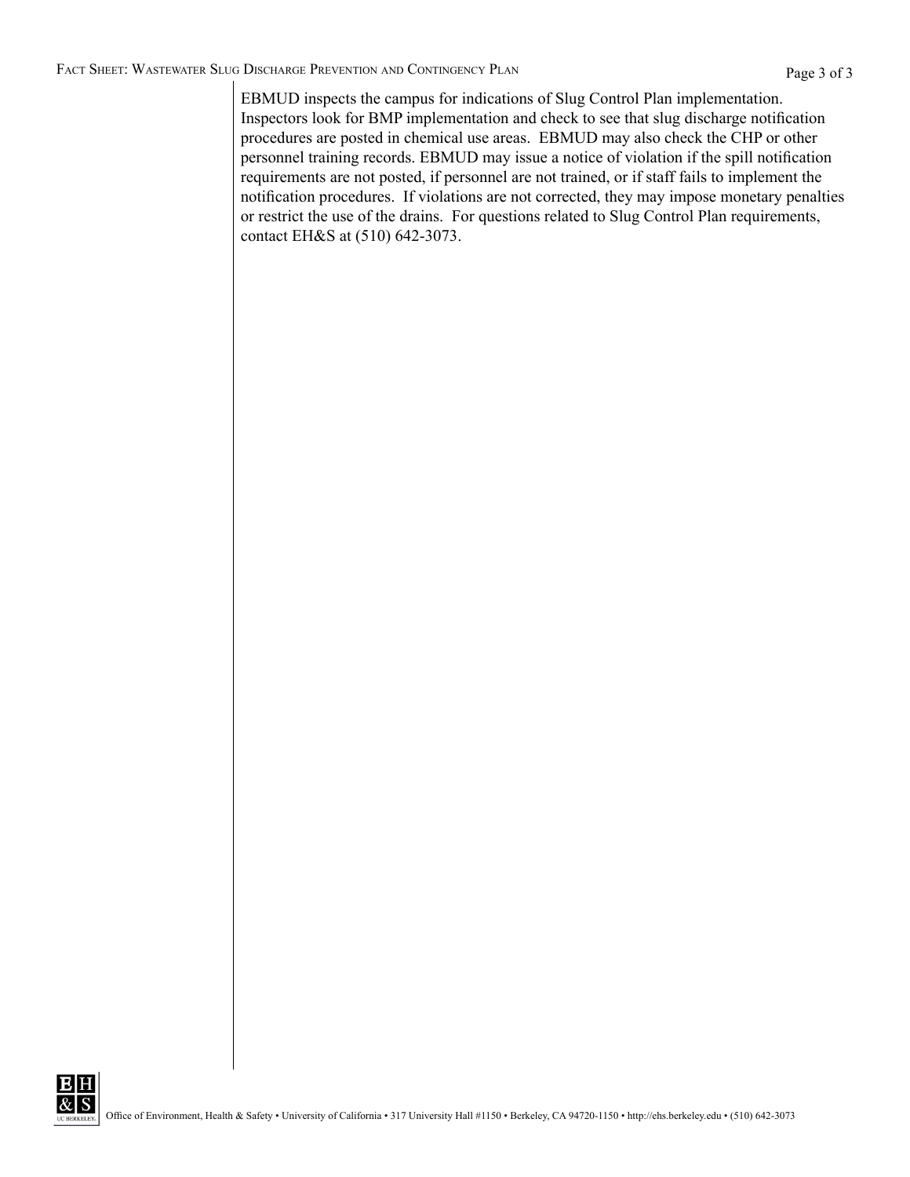EBMUD inspects the campus for indications of Slug Control Plan implementation. Inspectors look for BMP implementation and check to see that slug discharge notification procedures are posted in chemical use areas. EBMUD may also check the CHP or other personnel training records. EBMUD may issue a notice of violation if the spill notification requirements are not posted, if personnel are not trained, or if staff fails to implement the notification procedures. If violations are not corrected, they may impose monetary penalties or restrict the use of the drains. For questions related to Slug Control Plan requirements, contact EH&S at (510) 642-3073.